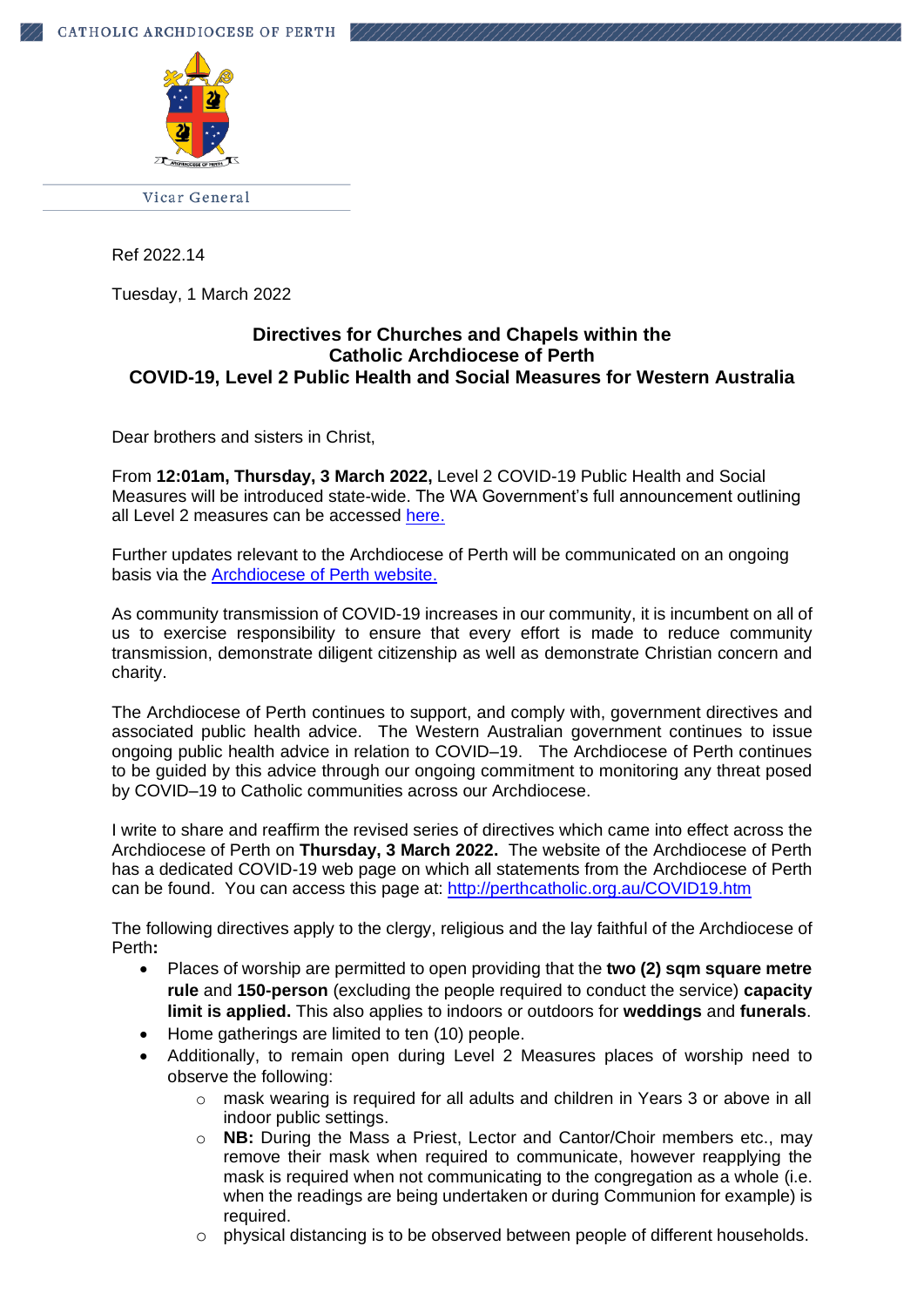CATHOLIC ARCHDIOCESE OF PERTH

Vicar General

Ref 2022.14

Tuesday, 1 March 2022

## Directives for Churches and Chapels within the Catholic Archdiocese of Perth COVID-19, Level 2 Public Health and Social Measures for Western Australia

Dear brothers and sisters in Christ,

From **12:01am, Thursday, 3 March 2022,** Level 2 COVID-19 Public Health and Social Measures will be introduced state-wide. The WA Government's full announcement outlining all Level 2 measures can be accessed here.

Further updates relevant to the Archdiocese of Perth will be communicated on an ongoing basis via the Archdiocese of Perth website.

As community transmission of COVID-19 increases in our community, it is incumbent on all of us to exercise responsibility to ensure that every effort is made to reduce community transmission, demonstrate diligent citizenship as well as demonstrate Christian concern and charity.

The Archdiocese of Perth continues to support, and comply with, government directives and associated public health advice. The Western Australian government continues to issue ongoing public health advice in relation to COVID–19. The Archdiocese of Perth continues to be guided by this advice through our ongoing commitment to monitoring any threat posed by COVID–19 to Catholic communities across our Archdiocese.

I write to share and reaffirm the revised series of directives which came into effect across the Archdiocese of Perth on **Thursday, 3 March 2022.** The website of the Archdiocese of Perth has a dedicated COVID-19 web page on which all statements from the Archdiocese of Perth can be found. You can access this page at: http://perthcatholic.org.au/COVID19.htm

The following directives apply to the clergy, religious and the lay faithful of the Archdiocese of Perth**:**

- Places of worship are permitted to open providing that the **two (2) sqm square metre rule** and **150-person** (excluding the people required to conduct the service) **capacity limit is applied.** This also applies to indoors or outdoors for **weddings** and **funerals**.
- Home gatherings are limited to ten (10) people.
- Additionally, to remain open during Level 2 Measures places of worship need to observe the following:
  - mask wearing is required for all adults and children in Years 3 or above in all indoor public settings.
  - **NB:** During the Mass a Priest, Lector and Cantor/Choir members etc., may remove their mask when required to communicate, however reapplying the mask is required when not communicating to the congregation as a whole (i.e. when the readings are being undertaken or during Communion for example) is required.
  - physical distancing is to be observed between people of different households.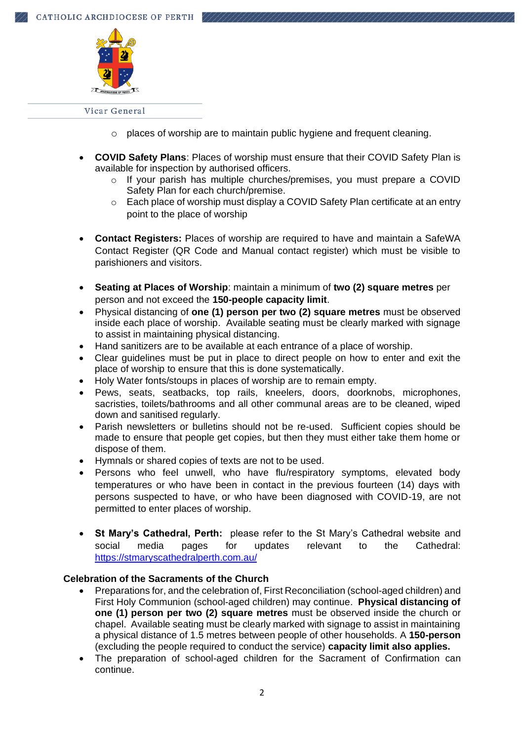- places of worship are to maintain public hygiene and frequent cleaning.

- **COVID Safety Plans**: Places of worship must ensure that their COVID Safety Plan is available for inspection by authorised officers.
  - If your parish has multiple churches/premises, you must prepare a COVID Safety Plan for each church/premise.
  - Each place of worship must display a COVID Safety Plan certificate at an entry point to the place of worship

- **Contact Registers:** Places of worship are required to have and maintain a SafeWA Contact Register (QR Code and Manual contact register) which must be visible to parishioners and visitors.

- **Seating at Places of Worship**: maintain a minimum of **two (2) square metres** per person and not exceed the **150-people capacity limit**.
- Physical distancing of **one (1) person per two (2) square metres** must be observed inside each place of worship. Available seating must be clearly marked with signage to assist in maintaining physical distancing.
- Hand sanitizers are to be available at each entrance of a place of worship.
- Clear guidelines must be put in place to direct people on how to enter and exit the place of worship to ensure that this is done systematically.
- Holy Water fonts/stoups in places of worship are to remain empty.
- Pews, seats, seatbacks, top rails, kneelers, doors, doorknobs, microphones, sacristies, toilets/bathrooms and all other communal areas are to be cleaned, wiped down and sanitised regularly.
- Parish newsletters or bulletins should not be re-used. Sufficient copies should be made to ensure that people get copies, but then they must either take them home or dispose of them.
- Hymnals or shared copies of texts are not to be used.
- Persons who feel unwell, who have flu/respiratory symptoms, elevated body temperatures or who have been in contact in the previous fourteen (14) days with persons suspected to have, or who have been diagnosed with COVID-19, are not permitted to enter places of worship.

- **St Mary's Cathedral, Perth:** please refer to the St Mary's Cathedral website and social media pages for updates relevant to the Cathedral: https://stmaryscathedralperth.com.au/

**Celebration of the Sacraments of the Church**

- Preparations for, and the celebration of, First Reconciliation (school-aged children) and First Holy Communion (school-aged children) may continue. **Physical distancing of one (1) person per two (2) square metres** must be observed inside the church or chapel. Available seating must be clearly marked with signage to assist in maintaining a physical distance of 1.5 metres between people of other households. A **150-person** (excluding the people required to conduct the service) **capacity limit also applies.**
- The preparation of school-aged children for the Sacrament of Confirmation can continue.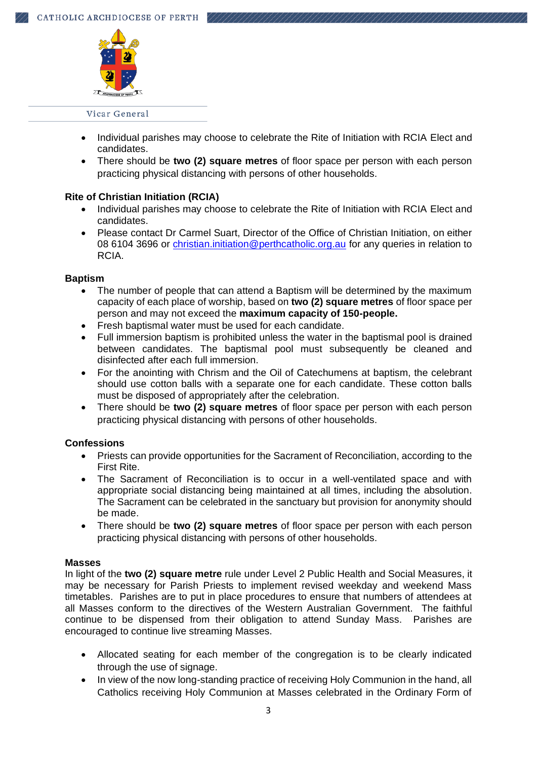- Individual parishes may choose to celebrate the Rite of Initiation with RCIA Elect and candidates.
- There should be **two (2) square metres** of floor space per person with each person practicing physical distancing with persons of other households.

**Rite of Christian Initiation (RCIA)**

- Individual parishes may choose to celebrate the Rite of Initiation with RCIA Elect and candidates.
- Please contact Dr Carmel Suart, Director of the Office of Christian Initiation, on either 08 6104 3696 or christian.initiation@perthcatholic.org.au for any queries in relation to RCIA.

**Baptism**

- The number of people that can attend a Baptism will be determined by the maximum capacity of each place of worship, based on **two (2) square metres** of floor space per person and may not exceed the **maximum capacity of 150-people.**
- Fresh baptismal water must be used for each candidate.
- Full immersion baptism is prohibited unless the water in the baptismal pool is drained between candidates. The baptismal pool must subsequently be cleaned and disinfected after each full immersion.
- For the anointing with Chrism and the Oil of Catechumens at baptism, the celebrant should use cotton balls with a separate one for each candidate. These cotton balls must be disposed of appropriately after the celebration.
- There should be **two (2) square metres** of floor space per person with each person practicing physical distancing with persons of other households.

**Confessions**

- Priests can provide opportunities for the Sacrament of Reconciliation, according to the First Rite.
- The Sacrament of Reconciliation is to occur in a well-ventilated space and with appropriate social distancing being maintained at all times, including the absolution. The Sacrament can be celebrated in the sanctuary but provision for anonymity should be made.
- There should be **two (2) square metres** of floor space per person with each person practicing physical distancing with persons of other households.

**Masses**

In light of the **two (2) square metre** rule under Level 2 Public Health and Social Measures, it may be necessary for Parish Priests to implement revised weekday and weekend Mass timetables. Parishes are to put in place procedures to ensure that numbers of attendees at all Masses conform to the directives of the Western Australian Government. The faithful continue to be dispensed from their obligation to attend Sunday Mass. Parishes are encouraged to continue live streaming Masses.

- Allocated seating for each member of the congregation is to be clearly indicated through the use of signage.
- In view of the now long-standing practice of receiving Holy Communion in the hand, all Catholics receiving Holy Communion at Masses celebrated in the Ordinary Form of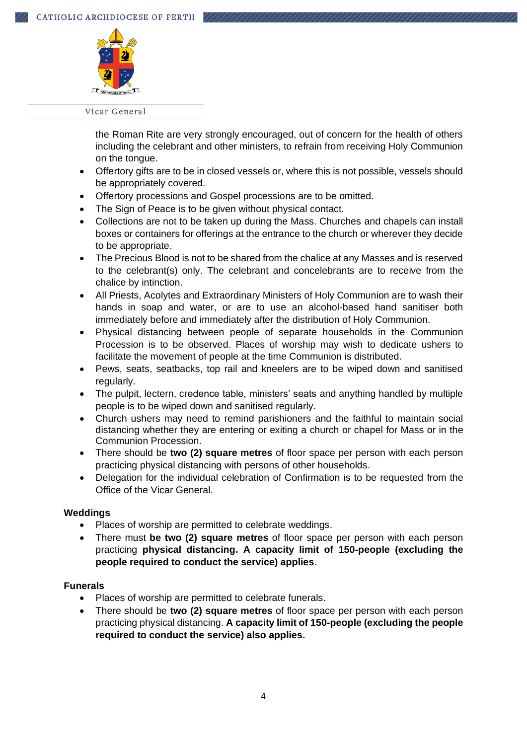the Roman Rite are very strongly encouraged, out of concern for the health of others including the celebrant and other ministers, to refrain from receiving Holy Communion on the tongue.

- Offertory gifts are to be in closed vessels or, where this is not possible, vessels should be appropriately covered.
- Offertory processions and Gospel processions are to be omitted.
- The Sign of Peace is to be given without physical contact.
- Collections are not to be taken up during the Mass. Churches and chapels can install boxes or containers for offerings at the entrance to the church or wherever they decide to be appropriate.
- The Precious Blood is not to be shared from the chalice at any Masses and is reserved to the celebrant(s) only. The celebrant and concelebrants are to receive from the chalice by intinction.
- All Priests, Acolytes and Extraordinary Ministers of Holy Communion are to wash their hands in soap and water, or are to use an alcohol-based hand sanitiser both immediately before and immediately after the distribution of Holy Communion.
- Physical distancing between people of separate households in the Communion Procession is to be observed. Places of worship may wish to dedicate ushers to facilitate the movement of people at the time Communion is distributed.
- Pews, seats, seatbacks, top rail and kneelers are to be wiped down and sanitised regularly.
- The pulpit, lectern, credence table, ministers' seats and anything handled by multiple people is to be wiped down and sanitised regularly.
- Church ushers may need to remind parishioners and the faithful to maintain social distancing whether they are entering or exiting a church or chapel for Mass or in the Communion Procession.
- There should be **two (2) square metres** of floor space per person with each person practicing physical distancing with persons of other households.
- Delegation for the individual celebration of Confirmation is to be requested from the Office of the Vicar General.

**Weddings**

- Places of worship are permitted to celebrate weddings.
- There must **be two (2) square metres** of floor space per person with each person practicing **physical distancing. A capacity limit of 150-people (excluding the people required to conduct the service) applies**.

**Funerals**

- Places of worship are permitted to celebrate funerals.
- There should be **two (2) square metres** of floor space per person with each person practicing physical distancing. **A capacity limit of 150-people (excluding the people required to conduct the service) also applies.**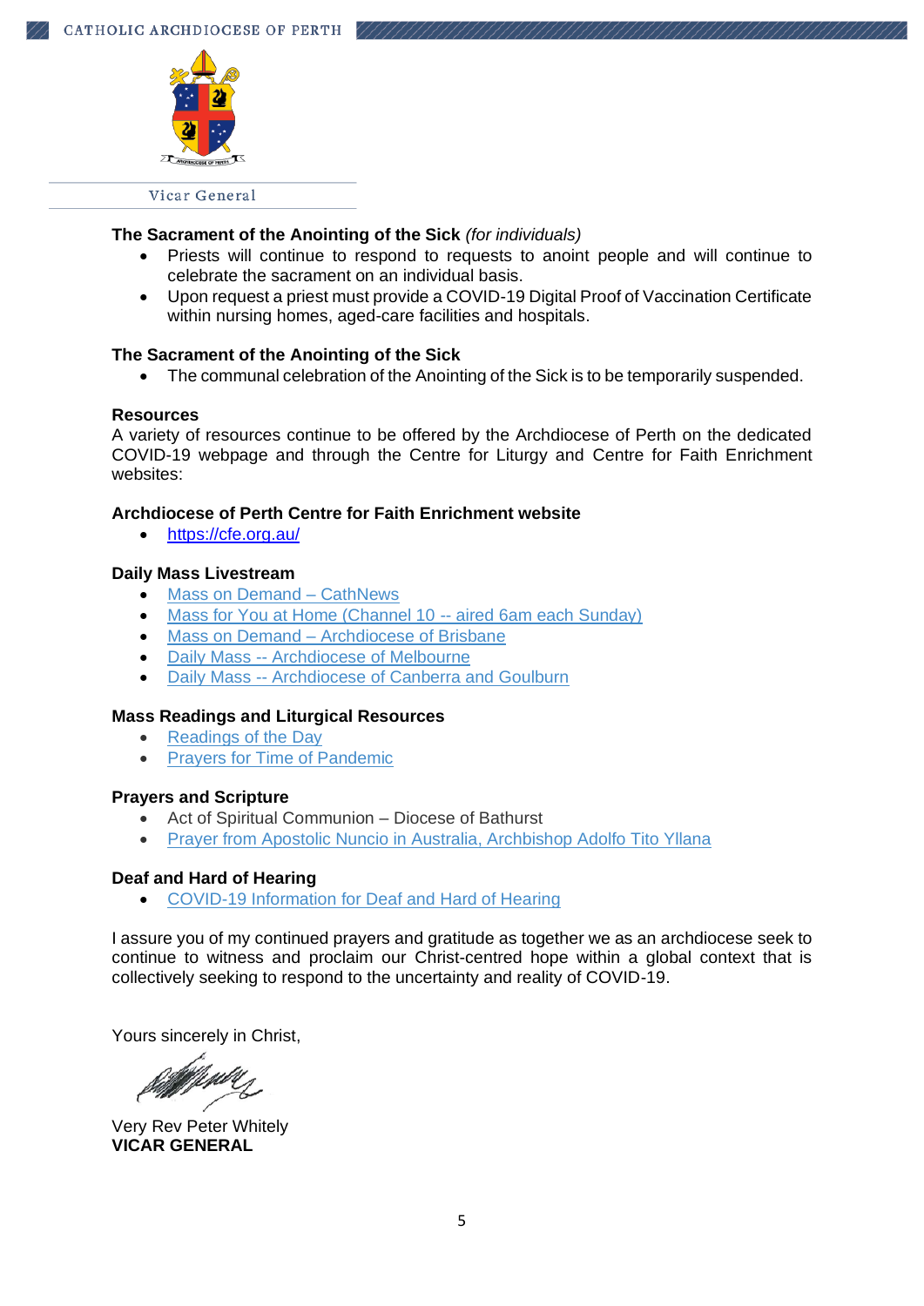**The Sacrament of the Anointing of the Sick** *(for individuals)*

- Priests will continue to respond to requests to anoint people and will continue to celebrate the sacrament on an individual basis.
- Upon request a priest must provide a COVID-19 Digital Proof of Vaccination Certificate within nursing homes, aged-care facilities and hospitals.

**The Sacrament of the Anointing of the Sick**

- The communal celebration of the Anointing of the Sick is to be temporarily suspended.

**Resources**

A variety of resources continue to be offered by the Archdiocese of Perth on the dedicated COVID-19 webpage and through the Centre for Liturgy and Centre for Faith Enrichment websites:

**Archdiocese of Perth Centre for Faith Enrichment website**

- https://cfe.org.au/

**Daily Mass Livestream**

- Mass on Demand – CathNews
- Mass for You at Home (Channel 10 -- aired 6am each Sunday)
- Mass on Demand – Archdiocese of Brisbane
- Daily Mass -- Archdiocese of Melbourne
- Daily Mass -- Archdiocese of Canberra and Goulburn

**Mass Readings and Liturgical Resources**

- Readings of the Day
- Prayers for Time of Pandemic

**Prayers and Scripture**

- Act of Spiritual Communion – Diocese of Bathurst
- Prayer from Apostolic Nuncio in Australia, Archbishop Adolfo Tito Yllana

**Deaf and Hard of Hearing**

- COVID-19 Information for Deaf and Hard of Hearing

I assure you of my continued prayers and gratitude as together we as an archdiocese seek to continue to witness and proclaim our Christ-centred hope within a global context that is collectively seeking to respond to the uncertainty and reality of COVID-19.

Yours sincerely in Christ,

Very Rev Peter Whitely
**VICAR GENERAL**